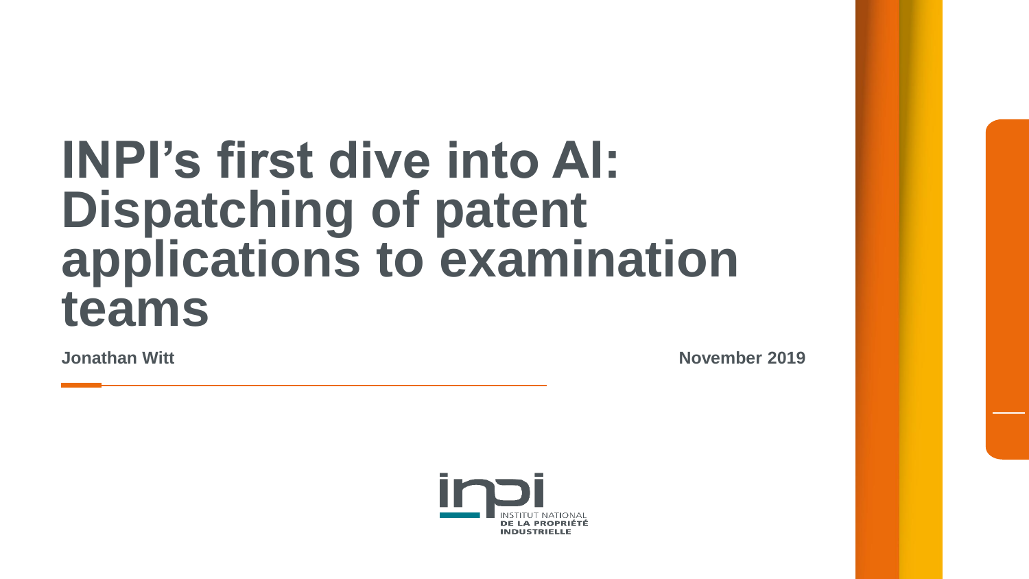# INPI's first dive into AI: Dispatching of patent applications to examination teams

**Jonathan Witt**

**November 2019**

INSTITUT NATIONAL
DE LA PROPRIÉTÉ
INDUSTRIELLE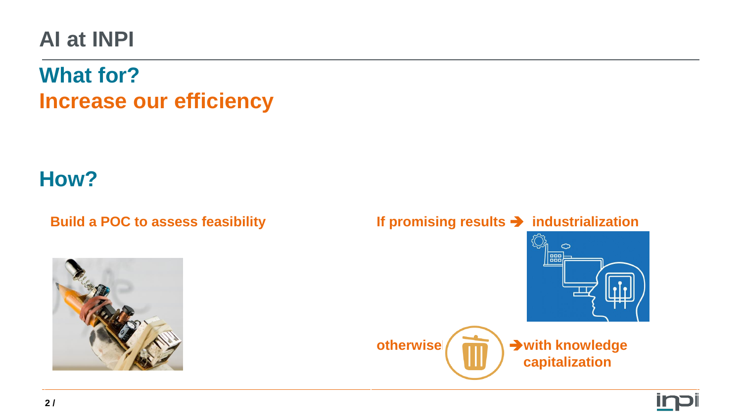# AI at INPI

## What for?
## Increase our efficiency

## How?

**Build a POC to assess feasibility**

**If promising results ➔ industrialization**

**otherwise ➔with knowledge capitalization**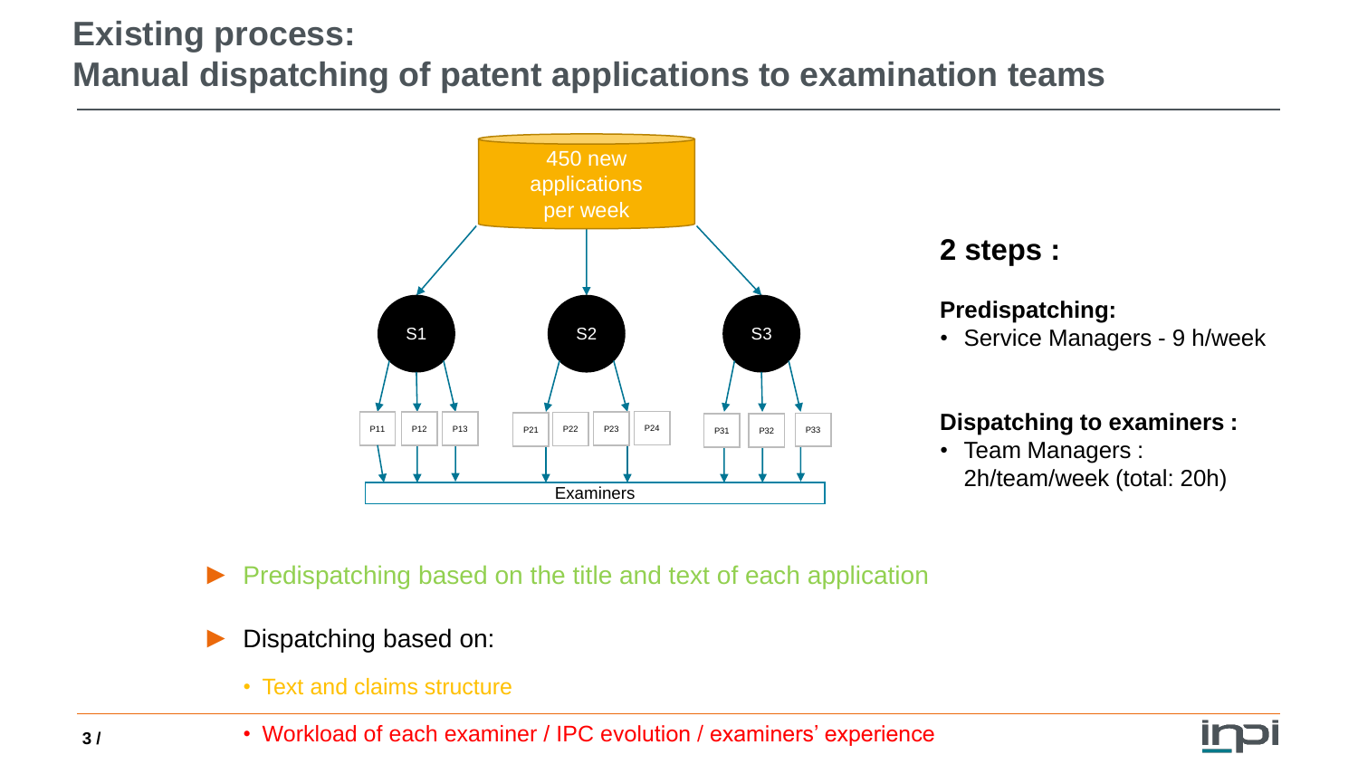# Existing process: Manual dispatching of patent applications to examination teams

450 new applications per week

S1 — P11, P12, P13
S2 — P21, P22, P23, P24
S3 — P31, P32, P33

Examiners

## 2 steps :

**Predispatching:**

- Service Managers - 9 h/week

**Dispatching to examiners :**

- Team Managers : 2h/team/week (total: 20h)

- Predispatching based on the title and text of each application
- Dispatching based on:
  - Text and claims structure
  - Workload of each examiner / IPC evolution / examiners' experience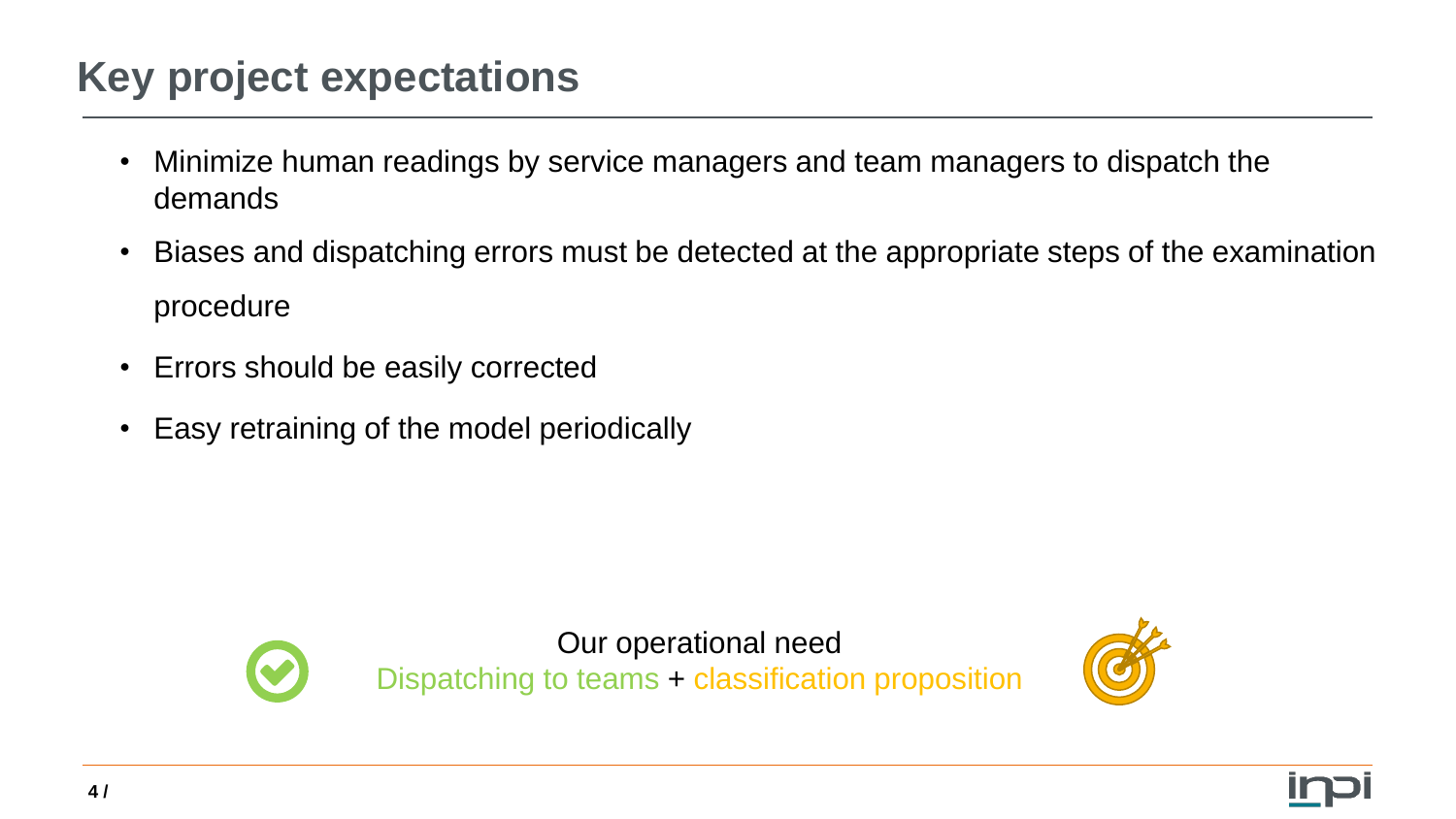# Key project expectations

- Minimize human readings by service managers and team managers to dispatch the demands
- Biases and dispatching errors must be detected at the appropriate steps of the examination procedure
- Errors should be easily corrected
- Easy retraining of the model periodically

Our operational need

Dispatching to teams + classification proposition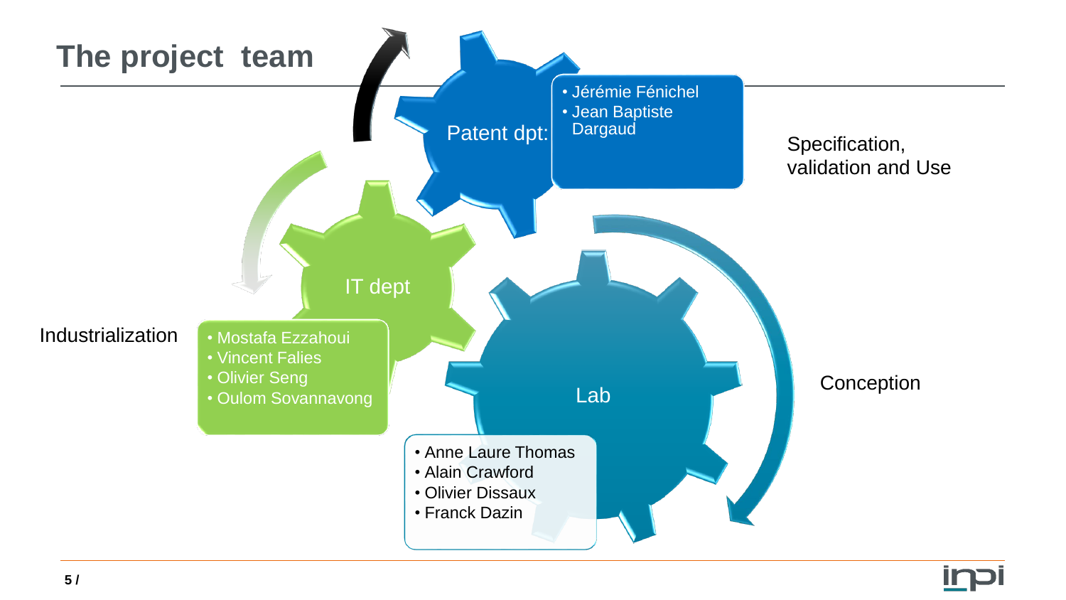# The project team

**Patent dpt:**

- Jérémie Fénichel
- Jean Baptiste Dargaud

Specification, validation and Use

**IT dept**

Industrialization

- Mostafa Ezzahoui
- Vincent Falies
- Olivier Seng
- Oulom Sovannavong

**Lab**

Conception

- Anne Laure Thomas
- Alain Crawford
- Olivier Dissaux
- Franck Dazin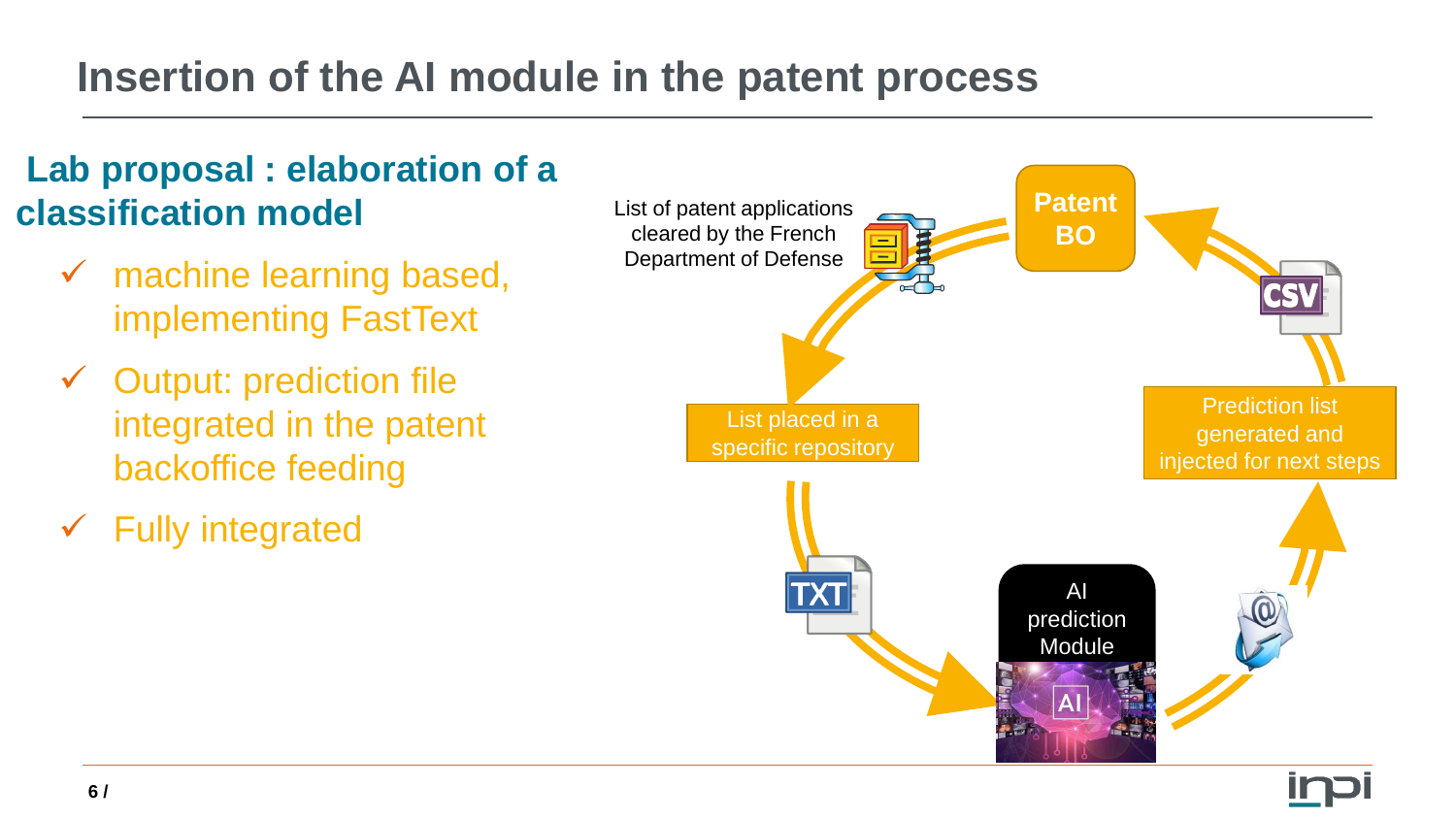# Insertion of the AI module in the patent process

## Lab proposal : elaboration of a classification model

- ✓ machine learning based, implementing FastText
- ✓ Output: prediction file integrated in the patent backoffice feeding
- ✓ Fully integrated

List of patent applications cleared by the French Department of Defense

Patent BO

List placed in a specific repository

Prediction list generated and injected for next steps

AI prediction Module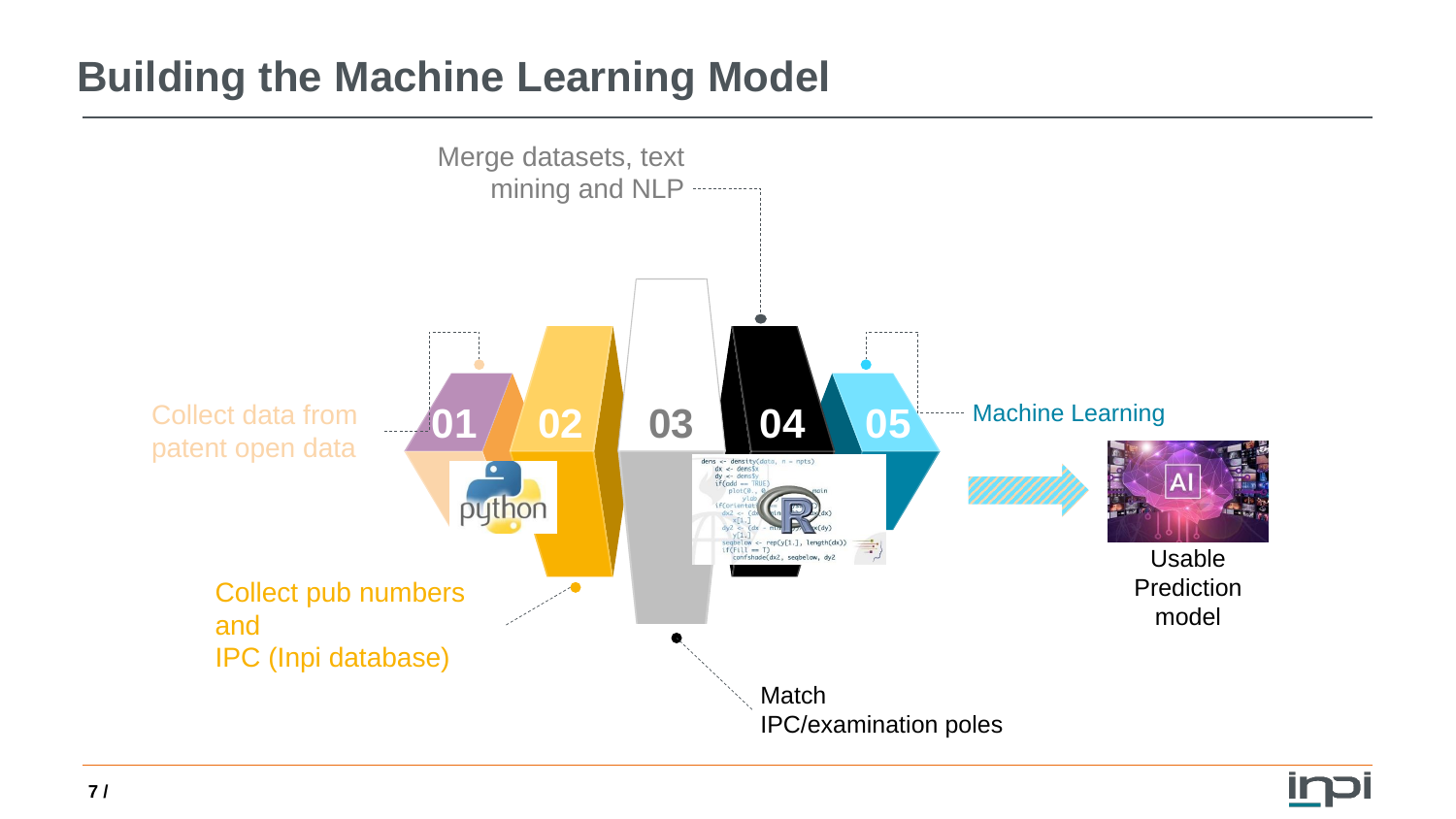# Building the Machine Learning Model

Merge datasets, text mining and NLP

Collect data from patent open data

01

02

03

04

05

Machine Learning

Usable Prediction model

Collect pub numbers and IPC (Inpi database)

Match IPC/examination poles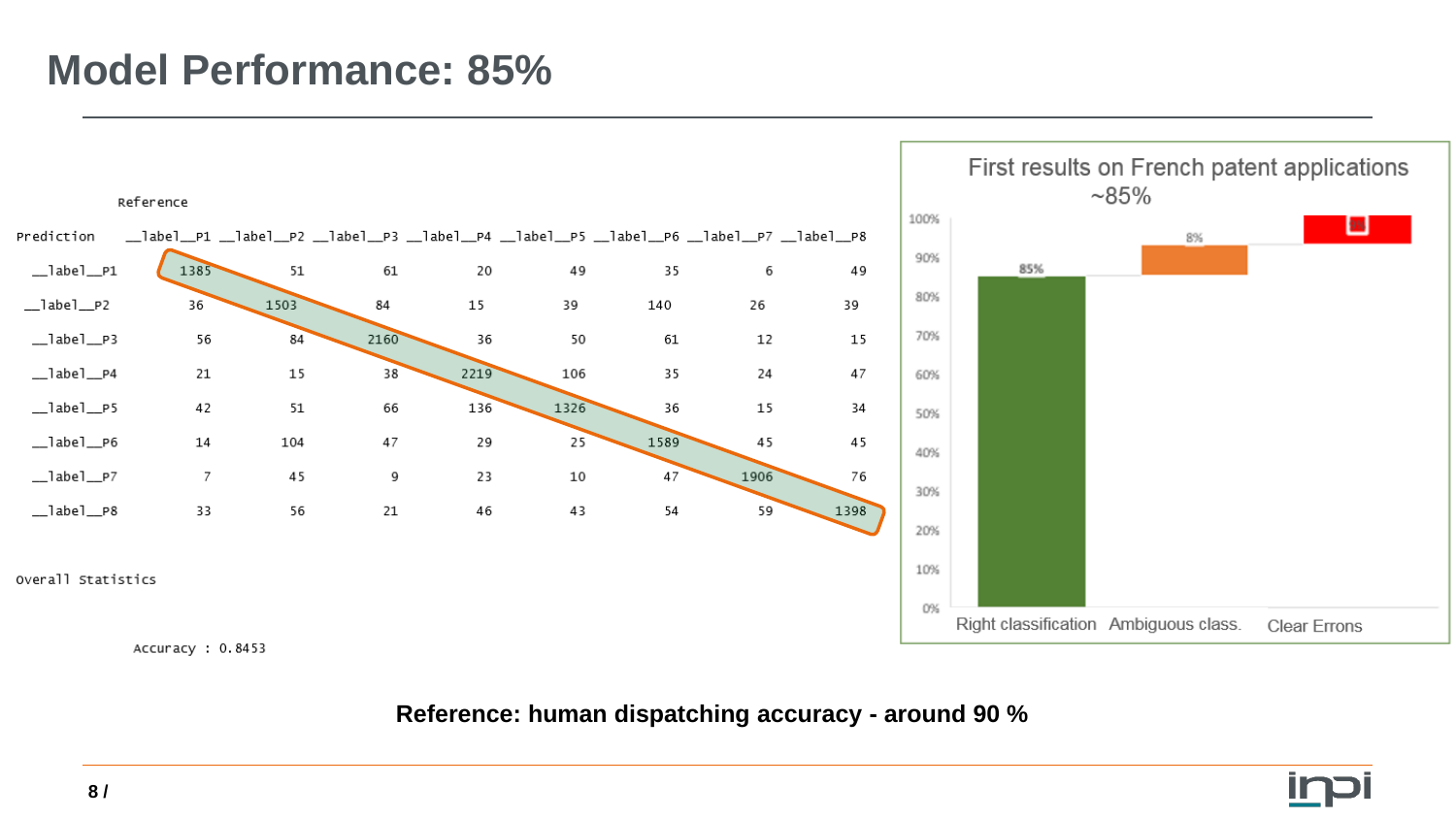# Model Performance: 85%

| Prediction \ Reference | __label__P1 | __label__P2 | __label__P3 | __label__P4 | __label__P5 | __label__P6 | __label__P7 | __label__P8 |
|---|---|---|---|---|---|---|---|---|
| __label__P1 | 1385 | 51 | 61 | 20 | 49 | 35 | 6 | 49 |
| __label__P2 | 36 | 1503 | 84 | 15 | 39 | 140 | 26 | 39 |
| __label__P3 | 56 | 84 | 2160 | 36 | 50 | 61 | 12 | 15 |
| __label__P4 | 21 | 15 | 38 | 2219 | 106 | 35 | 24 | 47 |
| __label__P5 | 42 | 51 | 66 | 136 | 1326 | 36 | 15 | 34 |
| __label__P6 | 14 | 104 | 47 | 29 | 25 | 1589 | 45 | 45 |
| __label__P7 | 7 | 45 | 9 | 23 | 10 | 47 | 1906 | 76 |
| __label__P8 | 33 | 56 | 21 | 46 | 43 | 54 | 59 | 1398 |

Overall Statistics

Accuracy : 0.8453

**First results on French patent applications ~85%**

| Category | Value |
|---|---|
| Right classification | 85% |
| Ambiguous class. | 8% |
| Clear Errons | |

**Reference: human dispatching accuracy - around 90 %**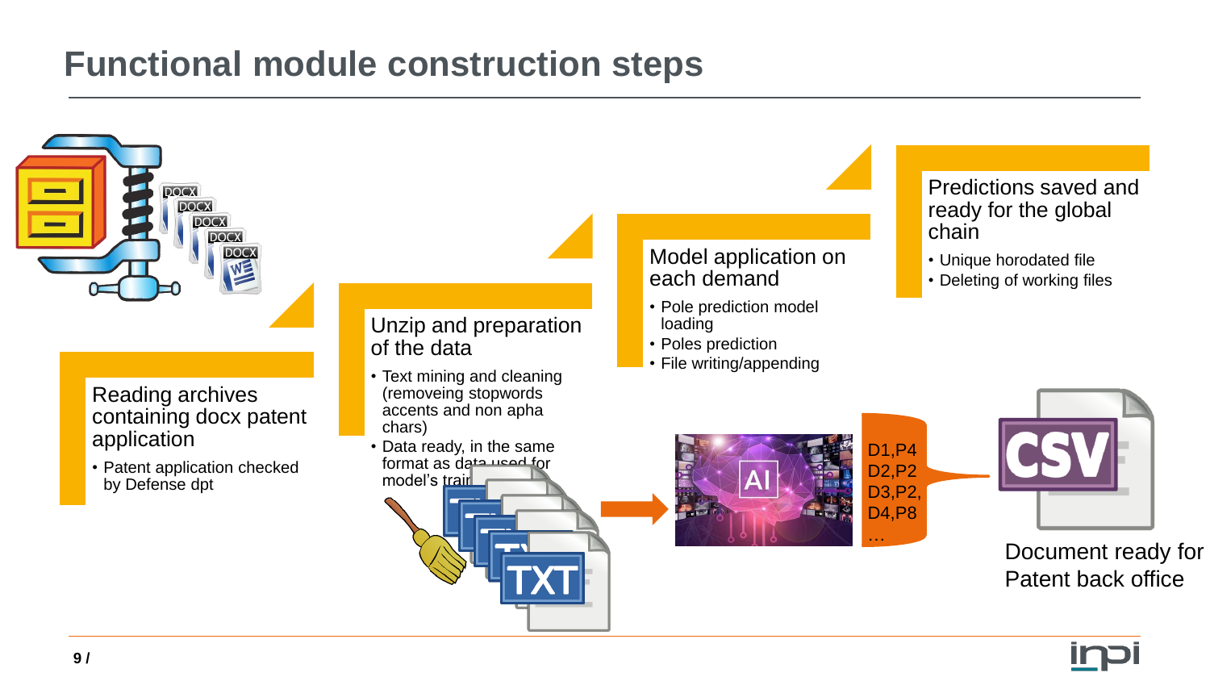# Functional module construction steps

### Reading archives containing docx patent application

- Patent application checked by Defense dpt

### Unzip and preparation of the data

- Text mining and cleaning (removeing stopwords accents and non apha chars)
- Data ready, in the same format as data used for model's training

### Model application on each demand

- Pole prediction model loading
- Poles prediction
- File writing/appending

### Predictions saved and ready for the global chain

- Unique horodated file
- Deleting of working files

D1,P4
D2,P2
D3,P2,
D4,P8
…

Document ready for Patent back office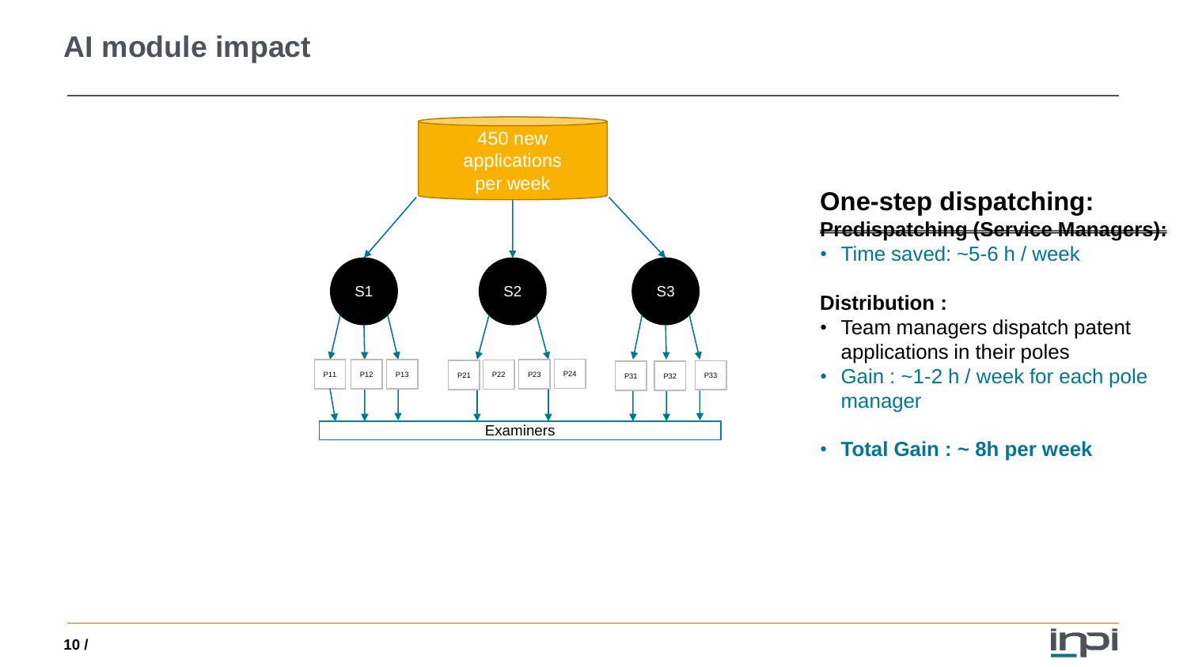# AI module impact

450 new applications per week

S1 S2 S3

P11 P12 P13 P21 P22 P23 P24 P31 P32 P33

Examiners

**One-step dispatching:**

~~**Predispatching (Service Managers):**~~

- Time saved: ~5-6 h / week

**Distribution :**

- Team managers dispatch patent applications in their poles
- Gain : ~1-2 h / week for each pole manager

- **Total Gain : ~ 8h per week**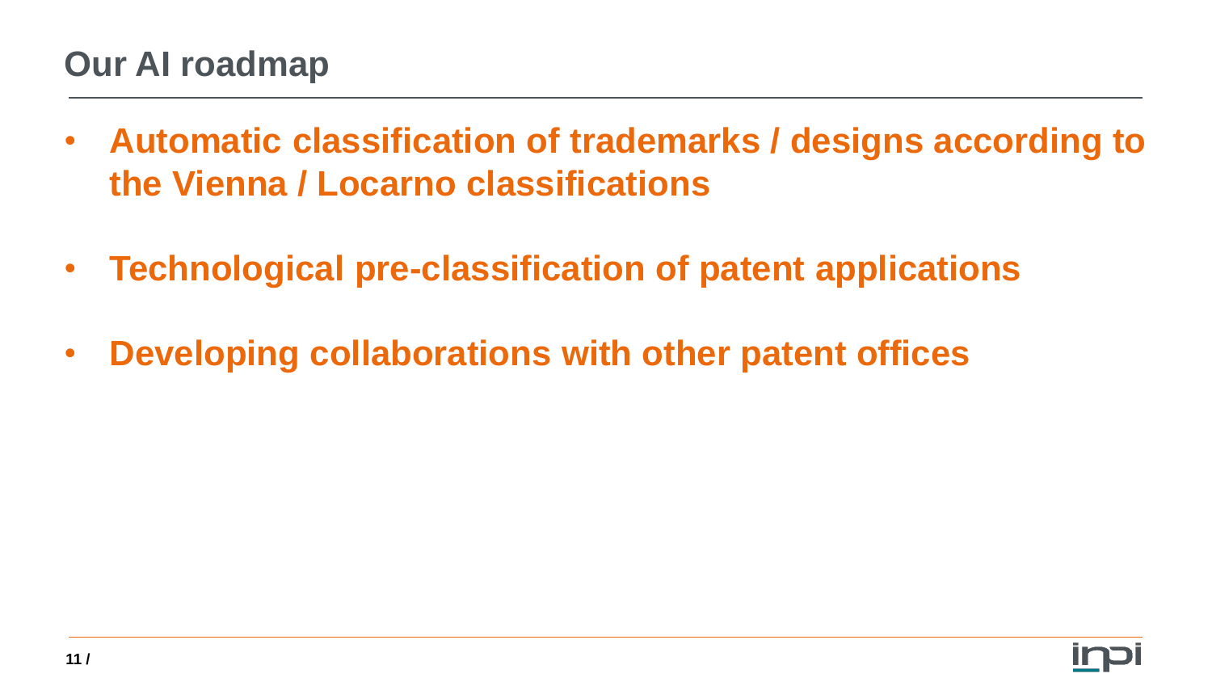# Our AI roadmap

- **Automatic classification of trademarks / designs according to the Vienna / Locarno classifications**
- **Technological pre-classification of patent applications**
- **Developing collaborations with other patent offices**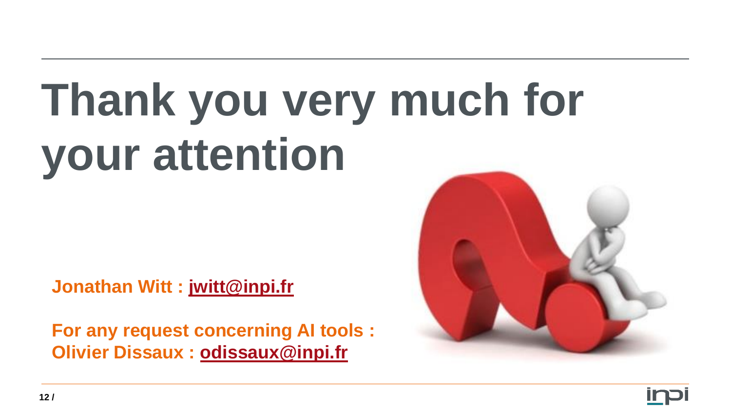# Thank you very much for your attention

**Jonathan Witt : jwitt@inpi.fr**

**For any request concerning AI tools :**
**Olivier Dissaux : odissaux@inpi.fr**